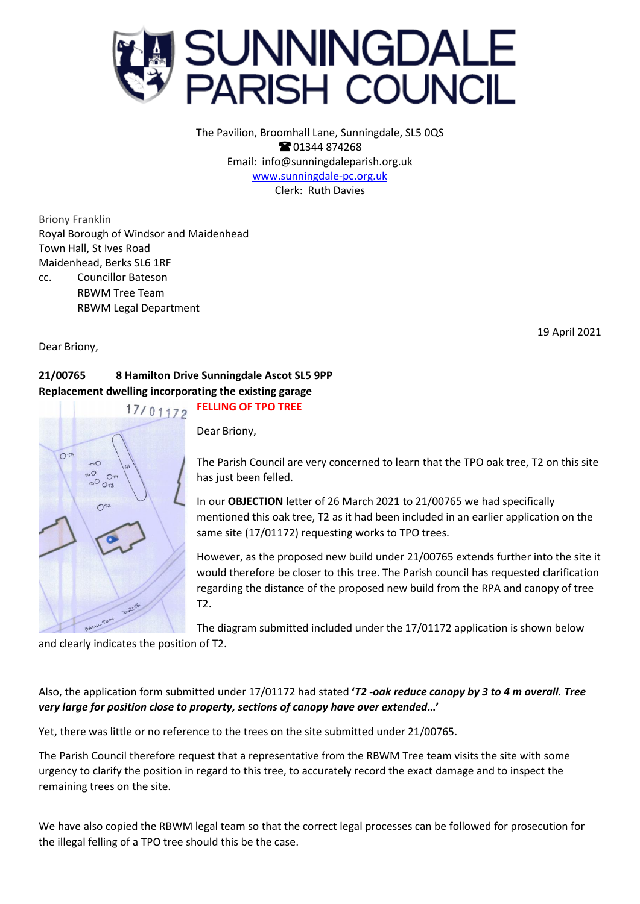# SUNNINGDALE PARISH COUNCIL

The Pavilion, Broomhall Lane, Sunningdale, SL5 0QS
☎ 01344 874268
Email: info@sunningdaleparish.org.uk
www.sunningdale-pc.org.uk
Clerk: Ruth Davies

Briony Franklin
Royal Borough of Windsor and Maidenhead
Town Hall, St Ives Road
Maidenhead, Berks SL6 1RF
cc. Councillor Bateson
RBWM Tree Team
RBWM Legal Department

19 April 2021

Dear Briony,

**21/00765 8 Hamilton Drive Sunningdale Ascot SL5 9PP**
**Replacement dwelling incorporating the existing garage**

**FELLING OF TPO TREE**

Dear Briony,

The Parish Council are very concerned to learn that the TPO oak tree, T2 on this site has just been felled.

In our **OBJECTION** letter of 26 March 2021 to 21/00765 we had specifically mentioned this oak tree, T2 as it had been included in an earlier application on the same site (17/01172) requesting works to TPO trees.

However, as the proposed new build under 21/00765 extends further into the site it would therefore be closer to this tree. The Parish council has requested clarification regarding the distance of the proposed new build from the RPA and canopy of tree T2.

The diagram submitted included under the 17/01172 application is shown below and clearly indicates the position of T2.

Also, the application form submitted under 17/01172 had stated ***'T2 -oak reduce canopy by 3 to 4 m overall. Tree very large for position close to property, sections of canopy have over extended…'***

Yet, there was little or no reference to the trees on the site submitted under 21/00765.

The Parish Council therefore request that a representative from the RBWM Tree team visits the site with some urgency to clarify the position in regard to this tree, to accurately record the exact damage and to inspect the remaining trees on the site.

We have also copied the RBWM legal team so that the correct legal processes can be followed for prosecution for the illegal felling of a TPO tree should this be the case.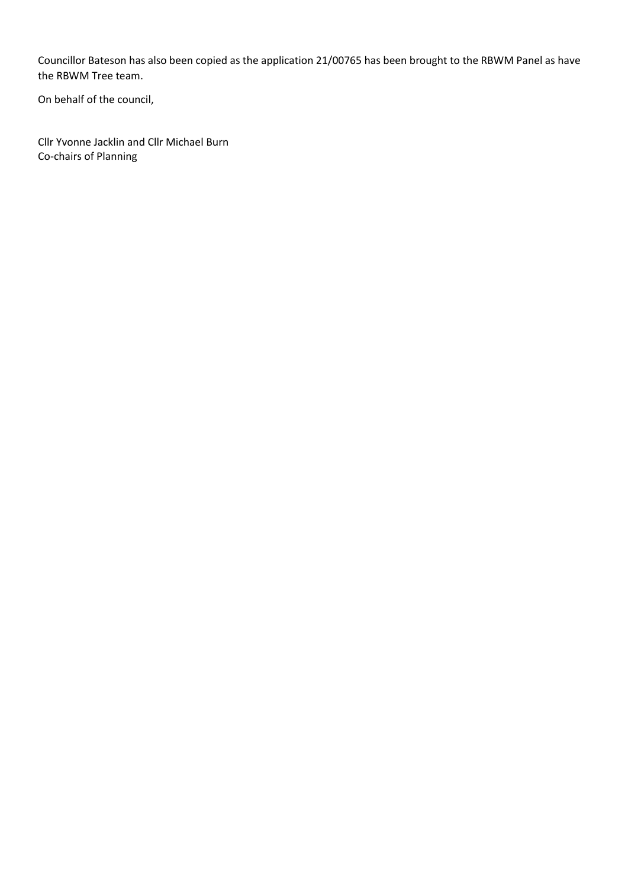Councillor Bateson has also been copied as the application 21/00765 has been brought to the RBWM Panel as have the RBWM Tree team.

On behalf of the council,

Cllr Yvonne Jacklin and Cllr Michael Burn
Co-chairs of Planning